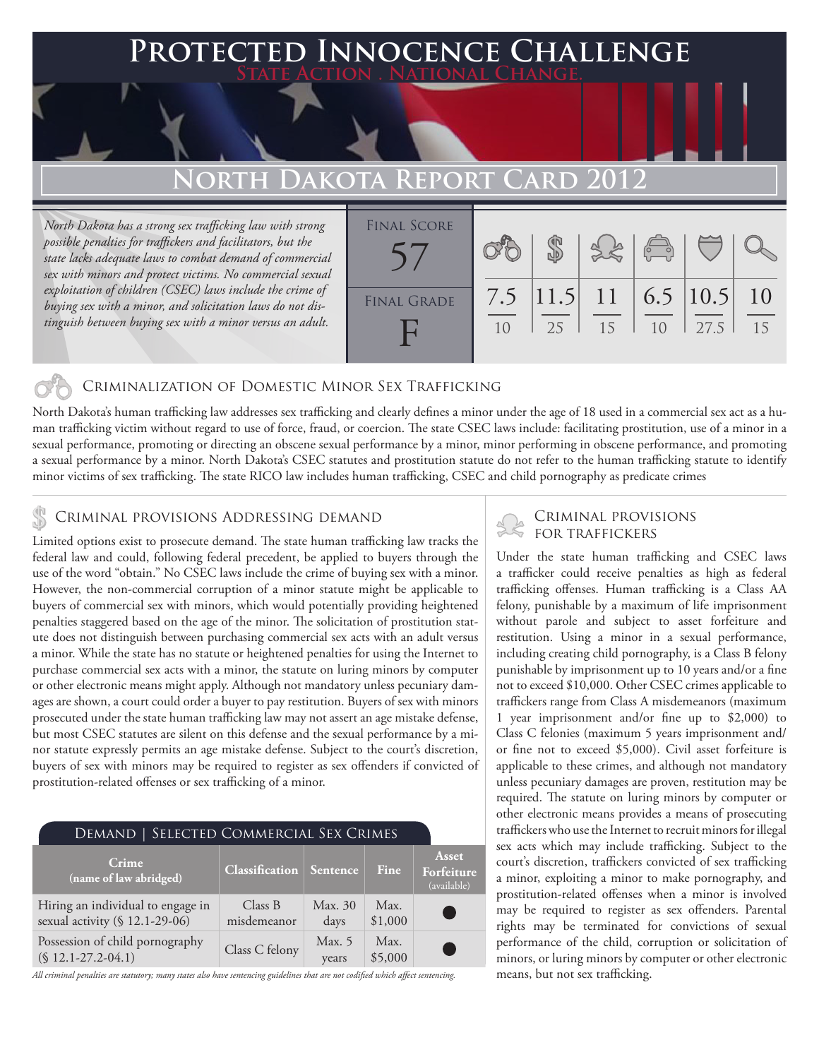# Protected Innocence Challenge

State Action . National Change.

## North Dakota Report Card 2012

*North Dakota has a strong sex trafficking law with strong possible penalties for traffickers and facilitators, but the state lacks adequate laws to combat demand of commercial sex with minors and protect victims. No commercial sexual exploitation of children (CSEC) laws include the crime of buying sex with a minor, and solicitation laws do not distinguish between buying sex with a minor versus an adult.*

| Final Score | Final Grade |
|---|---|
| 57 | F |

| Criminalization | Demand | Traffickers | Facilitators | Protective Provisions | Investigation |
|---|---|---|---|---|---|
| 7.5/10 | 11.5/25 | 11/15 | 6.5/10 | 10.5/27.5 | 10/15 |

### Criminalization of Domestic Minor Sex Trafficking

North Dakota's human trafficking law addresses sex trafficking and clearly defines a minor under the age of 18 used in a commercial sex act as a human trafficking victim without regard to use of force, fraud, or coercion. The state CSEC laws include: facilitating prostitution, use of a minor in a sexual performance, promoting or directing an obscene sexual performance by a minor, minor performing in obscene performance, and promoting a sexual performance by a minor. North Dakota's CSEC statutes and prostitution statute do not refer to the human trafficking statute to identify minor victims of sex trafficking. The state RICO law includes human trafficking, CSEC and child pornography as predicate crimes

### Criminal provisions Addressing demand

Limited options exist to prosecute demand. The state human trafficking law tracks the federal law and could, following federal precedent, be applied to buyers through the use of the word "obtain." No CSEC laws include the crime of buying sex with a minor. However, the non-commercial corruption of a minor statute might be applicable to buyers of commercial sex with minors, which would potentially providing heightened penalties staggered based on the age of the minor. The solicitation of prostitution statute does not distinguish between purchasing commercial sex acts with an adult versus a minor. While the state has no statute or heightened penalties for using the Internet to purchase commercial sex acts with a minor, the statute on luring minors by computer or other electronic means might apply. Although not mandatory unless pecuniary damages are shown, a court could order a buyer to pay restitution. Buyers of sex with minors prosecuted under the state human trafficking law may not assert an age mistake defense, but most CSEC statutes are silent on this defense and the sexual performance by a minor statute expressly permits an age mistake defense. Subject to the court's discretion, buyers of sex with minors may be required to register as sex offenders if convicted of prostitution-related offenses or sex trafficking of a minor.

#### Demand | Selected Commercial Sex Crimes

| Crime (name of law abridged) | Classification | Sentence | Fine | Asset Forfeiture (available) |
|---|---|---|---|---|
| Hiring an individual to engage in sexual activity (§ 12.1-29-06) | Class B misdemeanor | Max. 30 days | Max. $1,000 | ● |
| Possession of child pornography (§ 12.1-27.2-04.1) | Class C felony | Max. 5 years | Max. $5,000 | ● |

*All criminal penalties are statutory; many states also have sentencing guidelines that are not codified which affect sentencing.*

### Criminal provisions for traffickers

Under the state human trafficking and CSEC laws a trafficker could receive penalties as high as federal trafficking offenses. Human trafficking is a Class AA felony, punishable by a maximum of life imprisonment without parole and subject to asset forfeiture and restitution. Using a minor in a sexual performance, including creating child pornography, is a Class B felony punishable by imprisonment up to 10 years and/or a fine not to exceed $10,000. Other CSEC crimes applicable to traffickers range from Class A misdemeanors (maximum 1 year imprisonment and/or fine up to $2,000) to Class C felonies (maximum 5 years imprisonment and/ or fine not to exceed $5,000). Civil asset forfeiture is applicable to these crimes, and although not mandatory unless pecuniary damages are proven, restitution may be required. The statute on luring minors by computer or other electronic means provides a means of prosecuting traffickers who use the Internet to recruit minors for illegal sex acts which may include trafficking. Subject to the court's discretion, traffickers convicted of sex trafficking a minor, exploiting a minor to make pornography, and prostitution-related offenses when a minor is involved may be required to register as sex offenders. Parental rights may be terminated for convictions of sexual performance of the child, corruption or solicitation of minors, or luring minors by computer or other electronic means, but not sex trafficking.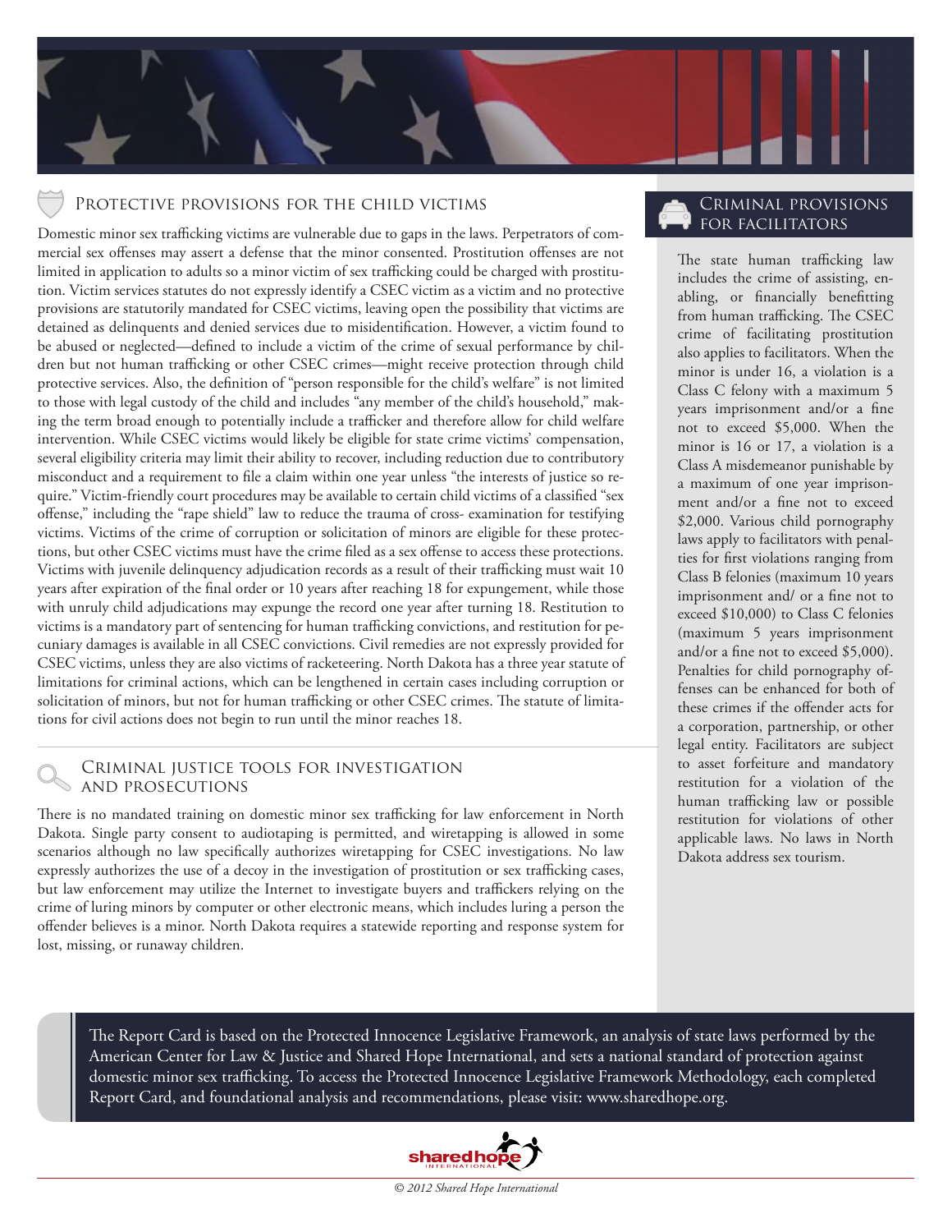## Protective provisions for the child victims

Domestic minor sex trafficking victims are vulnerable due to gaps in the laws. Perpetrators of commercial sex offenses may assert a defense that the minor consented. Prostitution offenses are not limited in application to adults so a minor victim of sex trafficking could be charged with prostitution. Victim services statutes do not expressly identify a CSEC victim as a victim and no protective provisions are statutorily mandated for CSEC victims, leaving open the possibility that victims are detained as delinquents and denied services due to misidentification. However, a victim found to be abused or neglected—defined to include a victim of the crime of sexual performance by children but not human trafficking or other CSEC crimes—might receive protection through child protective services. Also, the definition of "person responsible for the child's welfare" is not limited to those with legal custody of the child and includes "any member of the child's household," making the term broad enough to potentially include a trafficker and therefore allow for child welfare intervention. While CSEC victims would likely be eligible for state crime victims' compensation, several eligibility criteria may limit their ability to recover, including reduction due to contributory misconduct and a requirement to file a claim within one year unless "the interests of justice so require." Victim-friendly court procedures may be available to certain child victims of a classified "sex offense," including the "rape shield" law to reduce the trauma of cross- examination for testifying victims. Victims of the crime of corruption or solicitation of minors are eligible for these protections, but other CSEC victims must have the crime filed as a sex offense to access these protections. Victims with juvenile delinquency adjudication records as a result of their trafficking must wait 10 years after expiration of the final order or 10 years after reaching 18 for expungement, while those with unruly child adjudications may expunge the record one year after turning 18. Restitution to victims is a mandatory part of sentencing for human trafficking convictions, and restitution for pecuniary damages is available in all CSEC convictions. Civil remedies are not expressly provided for CSEC victims, unless they are also victims of racketeering. North Dakota has a three year statute of limitations for criminal actions, which can be lengthened in certain cases including corruption or solicitation of minors, but not for human trafficking or other CSEC crimes. The statute of limitations for civil actions does not begin to run until the minor reaches 18.

## Criminal justice tools for investigation and prosecutions

There is no mandated training on domestic minor sex trafficking for law enforcement in North Dakota. Single party consent to audiotaping is permitted, and wiretapping is allowed in some scenarios although no law specifically authorizes wiretapping for CSEC investigations. No law expressly authorizes the use of a decoy in the investigation of prostitution or sex trafficking cases, but law enforcement may utilize the Internet to investigate buyers and traffickers relying on the crime of luring minors by computer or other electronic means, which includes luring a person the offender believes is a minor. North Dakota requires a statewide reporting and response system for lost, missing, or runaway children.

## Criminal provisions for facilitators

The state human trafficking law includes the crime of assisting, enabling, or financially benefitting from human trafficking. The CSEC crime of facilitating prostitution also applies to facilitators. When the minor is under 16, a violation is a Class C felony with a maximum 5 years imprisonment and/or a fine not to exceed $5,000. When the minor is 16 or 17, a violation is a Class A misdemeanor punishable by a maximum of one year imprisonment and/or a fine not to exceed $2,000. Various child pornography laws apply to facilitators with penalties for first violations ranging from Class B felonies (maximum 10 years imprisonment and/ or a fine not to exceed $10,000) to Class C felonies (maximum 5 years imprisonment and/or a fine not to exceed $5,000). Penalties for child pornography offenses can be enhanced for both of these crimes if the offender acts for a corporation, partnership, or other legal entity. Facilitators are subject to asset forfeiture and mandatory restitution for a violation of the human trafficking law or possible restitution for violations of other applicable laws. No laws in North Dakota address sex tourism.

The Report Card is based on the Protected Innocence Legislative Framework, an analysis of state laws performed by the American Center for Law & Justice and Shared Hope International, and sets a national standard of protection against domestic minor sex trafficking. To access the Protected Innocence Legislative Framework Methodology, each completed Report Card, and foundational analysis and recommendations, please visit: www.sharedhope.org.

shared hope INTERNATIONAL

*© 2012 Shared Hope International*